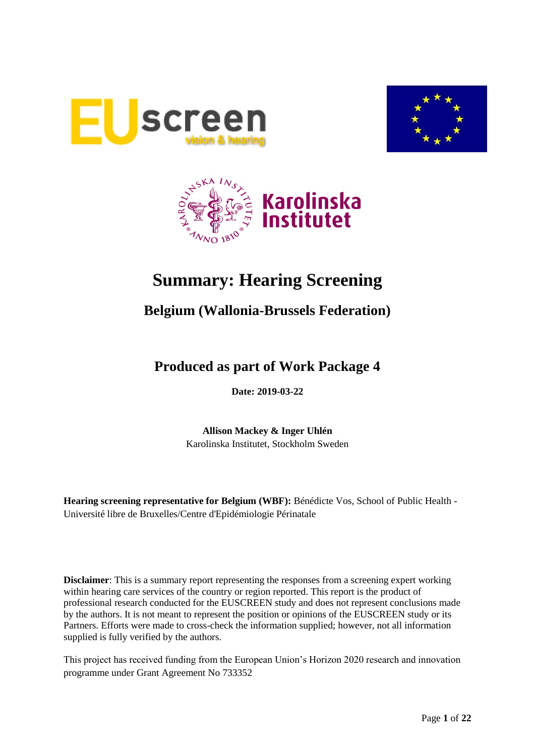# Summary: Hearing Screening

## Belgium (Wallonia-Brussels Federation)

## Produced as part of Work Package 4

**Date: 2019-03-22**

**Allison Mackey & Inger Uhlén**
Karolinska Institutet, Stockholm Sweden

**Hearing screening representative for Belgium (WBF):** Bénédicte Vos, School of Public Health - Université libre de Bruxelles/Centre d'Epidémiologie Périnatale

**Disclaimer**: This is a summary report representing the responses from a screening expert working within hearing care services of the country or region reported. This report is the product of professional research conducted for the EUSCREEN study and does not represent conclusions made by the authors. It is not meant to represent the position or opinions of the EUSCREEN study or its Partners. Efforts were made to cross-check the information supplied; however, not all information supplied is fully verified by the authors.

This project has received funding from the European Union's Horizon 2020 research and innovation programme under Grant Agreement No 733352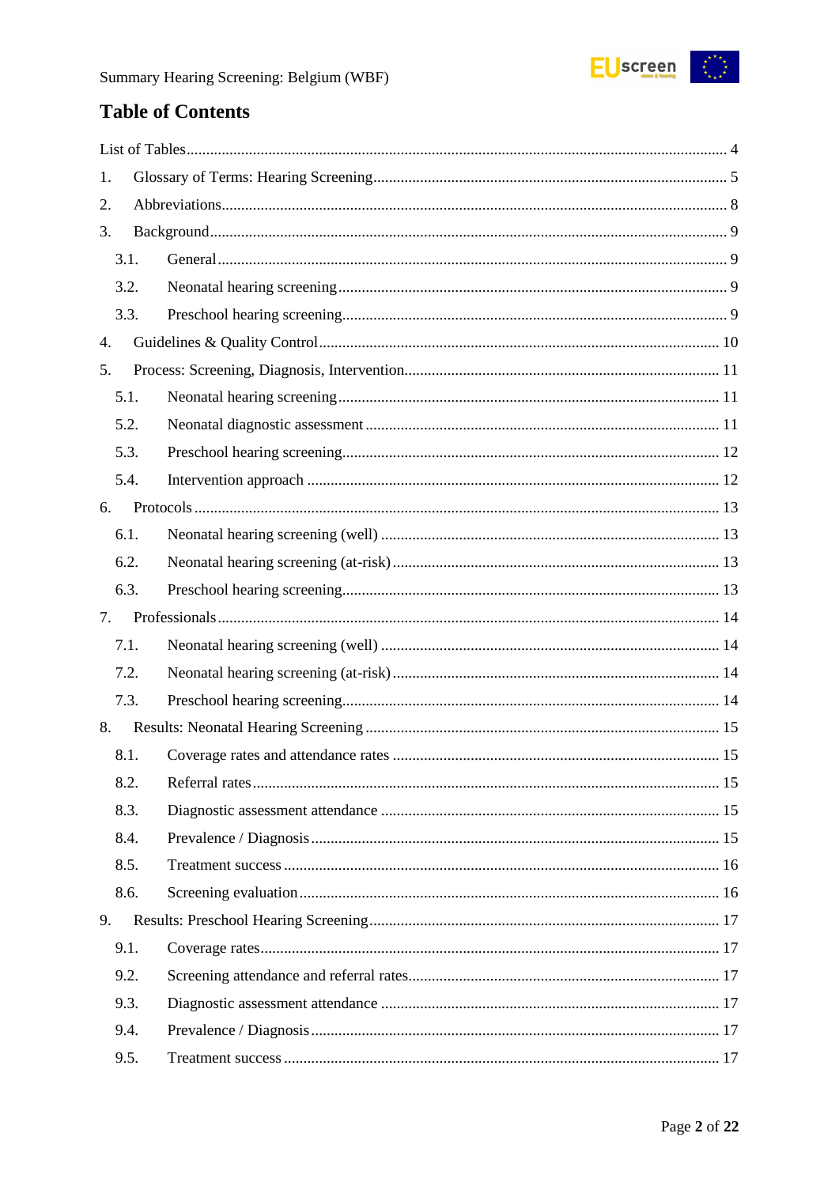# Table of Contents

List of Tables ........................................................................................................................ 4

1. Glossary of Terms: Hearing Screening ........................................................................... 5
2. Abbreviations ................................................................................................................. 8
3. Background .................................................................................................................... 9
   - 3.1. General ................................................................................................................. 9
   - 3.2. Neonatal hearing screening .................................................................................. 9
   - 3.3. Preschool hearing screening ................................................................................. 9
4. Guidelines & Quality Control ....................................................................................... 10
5. Process: Screening, Diagnosis, Intervention ................................................................. 11
   - 5.1. Neonatal hearing screening ................................................................................ 11
   - 5.2. Neonatal diagnostic assessment ......................................................................... 11
   - 5.3. Preschool hearing screening ............................................................................... 12
   - 5.4. Intervention approach ........................................................................................ 12
6. Protocols ...................................................................................................................... 13
   - 6.1. Neonatal hearing screening (well) ...................................................................... 13
   - 6.2. Neonatal hearing screening (at-risk) .................................................................. 13
   - 6.3. Preschool hearing screening ............................................................................... 13
7. Professionals ................................................................................................................ 14
   - 7.1. Neonatal hearing screening (well) ...................................................................... 14
   - 7.2. Neonatal hearing screening (at-risk) .................................................................. 14
   - 7.3. Preschool hearing screening ............................................................................... 14
8. Results: Neonatal Hearing Screening ........................................................................... 15
   - 8.1. Coverage rates and attendance rates ................................................................... 15
   - 8.2. Referral rates ...................................................................................................... 15
   - 8.3. Diagnostic assessment attendance ...................................................................... 15
   - 8.4. Prevalence / Diagnosis ........................................................................................ 15
   - 8.5. Treatment success ............................................................................................... 16
   - 8.6. Screening evaluation ........................................................................................... 16
9. Results: Preschool Hearing Screening .......................................................................... 17
   - 9.1. Coverage rates ..................................................................................................... 17
   - 9.2. Screening attendance and referral rates ............................................................... 17
   - 9.3. Diagnostic assessment attendance ...................................................................... 17
   - 9.4. Prevalence / Diagnosis ........................................................................................ 17
   - 9.5. Treatment success ............................................................................................... 17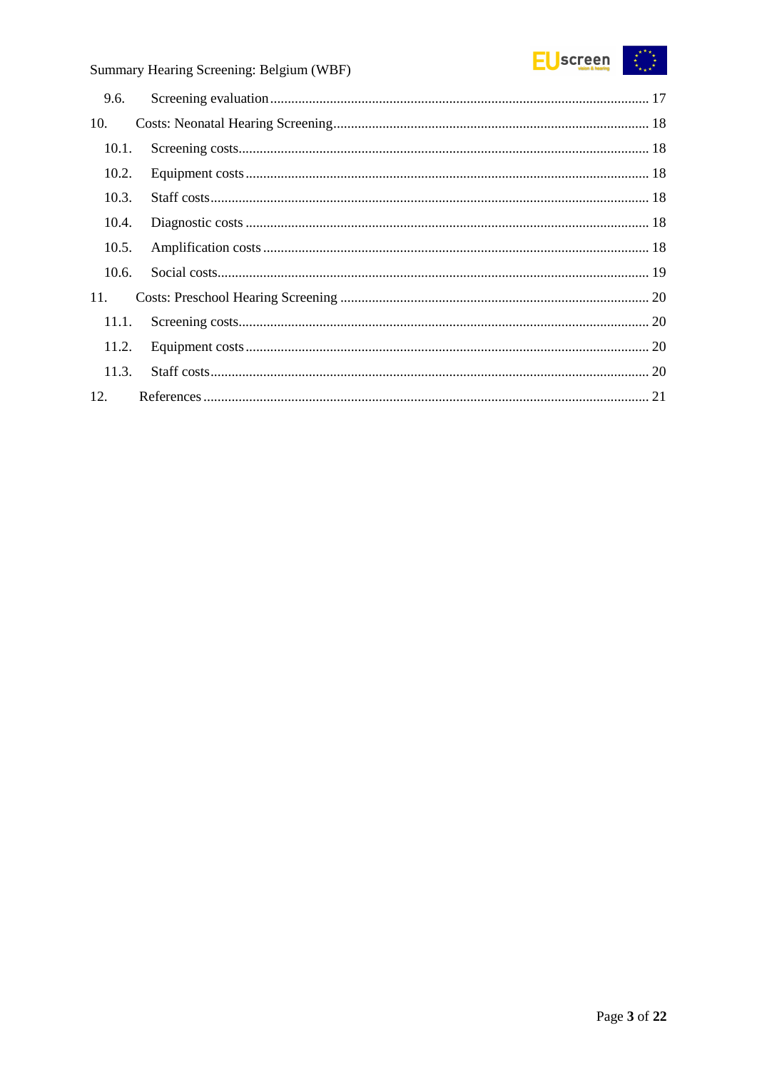9.6. Screening evaluation ........ 17

10. Costs: Neonatal Hearing Screening ........ 18

10.1. Screening costs ........ 18

10.2. Equipment costs ........ 18

10.3. Staff costs ........ 18

10.4. Diagnostic costs ........ 18

10.5. Amplification costs ........ 18

10.6. Social costs ........ 19

11. Costs: Preschool Hearing Screening ........ 20

11.1. Screening costs ........ 20

11.2. Equipment costs ........ 20

11.3. Staff costs ........ 20

12. References ........ 21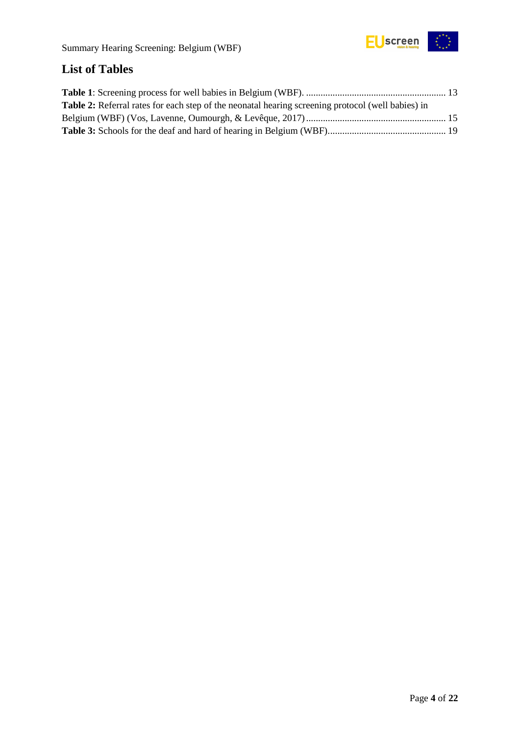## List of Tables

**Table 1**: Screening process for well babies in Belgium (WBF). .......................................................... 13

**Table 2:** Referral rates for each step of the neonatal hearing screening protocol (well babies) in Belgium (WBF) (Vos, Lavenne, Oumourgh, & Levêque, 2017) .......................................................... 15

**Table 3:** Schools for the deaf and hard of hearing in Belgium (WBF)................................................ 19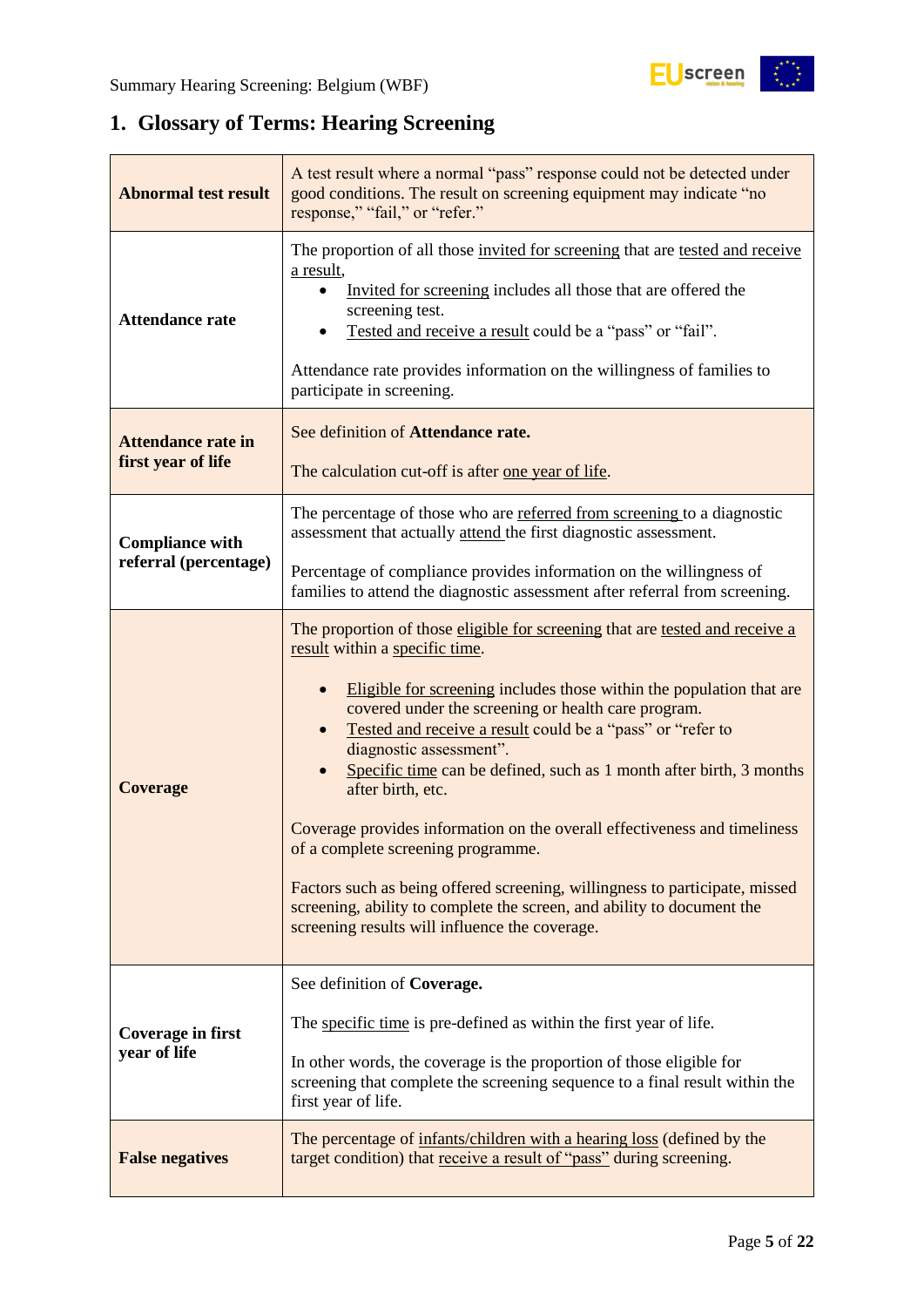## 1. Glossary of Terms: Hearing Screening

| | |
|---|---|
| **Abnormal test result** | A test result where a normal "pass" response could not be detected under good conditions. The result on screening equipment may indicate "no response," "fail," or "refer." |
| **Attendance rate** | The proportion of all those invited for screening that are tested and receive a result,<br>• Invited for screening includes all those that are offered the screening test.<br>• Tested and receive a result could be a "pass" or "fail".<br><br>Attendance rate provides information on the willingness of families to participate in screening. |
| **Attendance rate in first year of life** | See definition of **Attendance rate.**<br><br>The calculation cut-off is after one year of life. |
| **Compliance with referral (percentage)** | The percentage of those who are referred from screening to a diagnostic assessment that actually attend the first diagnostic assessment.<br><br>Percentage of compliance provides information on the willingness of families to attend the diagnostic assessment after referral from screening. |
| **Coverage** | The proportion of those eligible for screening that are tested and receive a result within a specific time.<br><br>• Eligible for screening includes those within the population that are covered under the screening or health care program.<br>• Tested and receive a result could be a "pass" or "refer to diagnostic assessment".<br>• Specific time can be defined, such as 1 month after birth, 3 months after birth, etc.<br><br>Coverage provides information on the overall effectiveness and timeliness of a complete screening programme.<br><br>Factors such as being offered screening, willingness to participate, missed screening, ability to complete the screen, and ability to document the screening results will influence the coverage. |
| **Coverage in first year of life** | See definition of **Coverage.**<br><br>The specific time is pre-defined as within the first year of life.<br><br>In other words, the coverage is the proportion of those eligible for screening that complete the screening sequence to a final result within the first year of life. |
| **False negatives** | The percentage of infants/children with a hearing loss (defined by the target condition) that receive a result of "pass" during screening. |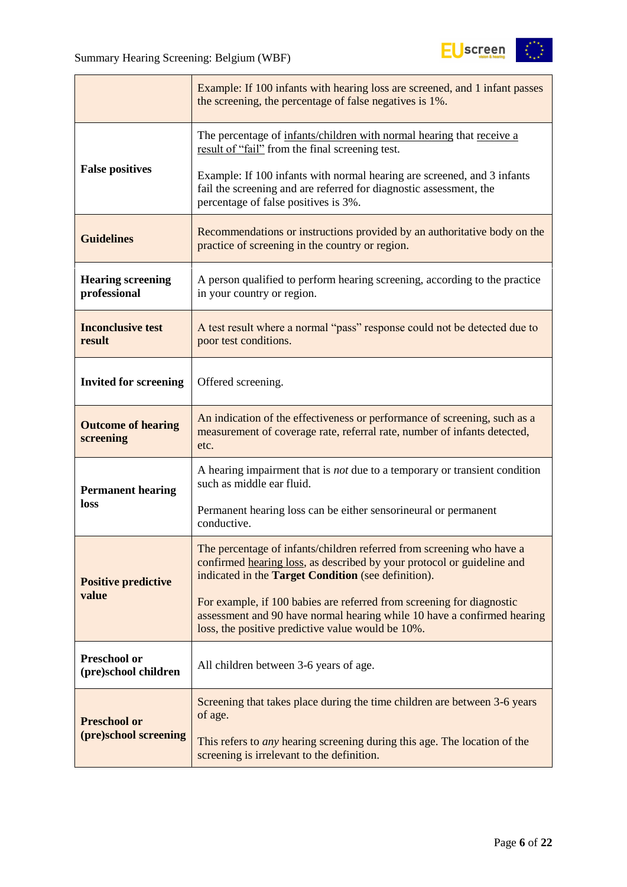| | |
|---|---|
| | Example: If 100 infants with hearing loss are screened, and 1 infant passes the screening, the percentage of false negatives is 1%. |
| **False positives** | The percentage of infants/children with normal hearing that receive a result of "fail" from the final screening test.<br><br>Example: If 100 infants with normal hearing are screened, and 3 infants fail the screening and are referred for diagnostic assessment, the percentage of false positives is 3%. |
| **Guidelines** | Recommendations or instructions provided by an authoritative body on the practice of screening in the country or region. |
| **Hearing screening professional** | A person qualified to perform hearing screening, according to the practice in your country or region. |
| **Inconclusive test result** | A test result where a normal "pass" response could not be detected due to poor test conditions. |
| **Invited for screening** | Offered screening. |
| **Outcome of hearing screening** | An indication of the effectiveness or performance of screening, such as a measurement of coverage rate, referral rate, number of infants detected, etc. |
| **Permanent hearing loss** | A hearing impairment that is *not* due to a temporary or transient condition such as middle ear fluid.<br><br>Permanent hearing loss can be either sensorineural or permanent conductive. |
| **Positive predictive value** | The percentage of infants/children referred from screening who have a confirmed hearing loss, as described by your protocol or guideline and indicated in the **Target Condition** (see definition).<br><br>For example, if 100 babies are referred from screening for diagnostic assessment and 90 have normal hearing while 10 have a confirmed hearing loss, the positive predictive value would be 10%. |
| **Preschool or (pre)school children** | All children between 3-6 years of age. |
| **Preschool or (pre)school screening** | Screening that takes place during the time children are between 3-6 years of age.<br><br>This refers to *any* hearing screening during this age. The location of the screening is irrelevant to the definition. |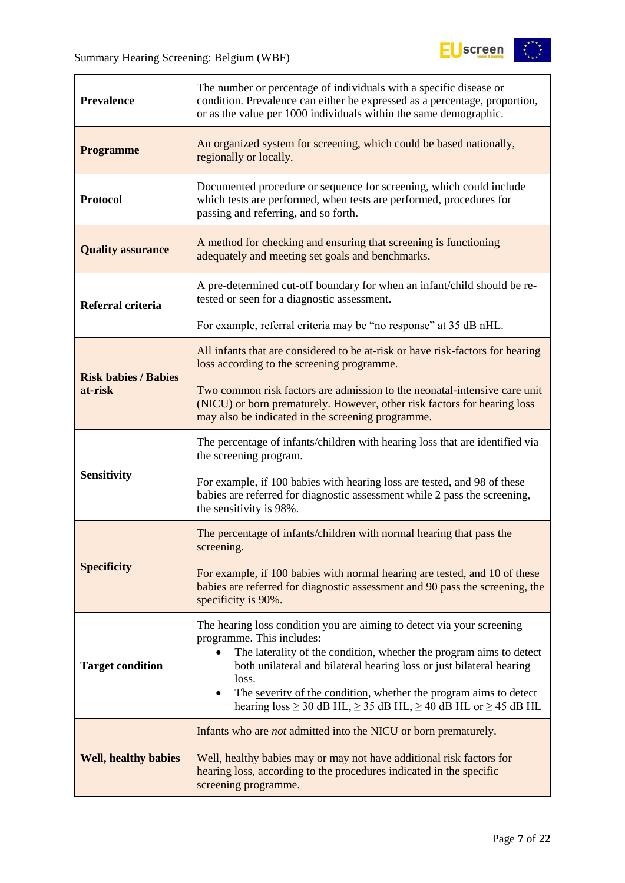| | |
|---|---|
| **Prevalence** | The number or percentage of individuals with a specific disease or condition. Prevalence can either be expressed as a percentage, proportion, or as the value per 1000 individuals within the same demographic. |
| **Programme** | An organized system for screening, which could be based nationally, regionally or locally. |
| **Protocol** | Documented procedure or sequence for screening, which could include which tests are performed, when tests are performed, procedures for passing and referring, and so forth. |
| **Quality assurance** | A method for checking and ensuring that screening is functioning adequately and meeting set goals and benchmarks. |
| **Referral criteria** | A pre-determined cut-off boundary for when an infant/child should be re-tested or seen for a diagnostic assessment.<br><br>For example, referral criteria may be "no response" at 35 dB nHL. |
| **Risk babies / Babies at-risk** | All infants that are considered to be at-risk or have risk-factors for hearing loss according to the screening programme.<br><br>Two common risk factors are admission to the neonatal-intensive care unit (NICU) or born prematurely. However, other risk factors for hearing loss may also be indicated in the screening programme. |
| **Sensitivity** | The percentage of infants/children with hearing loss that are identified via the screening program.<br><br>For example, if 100 babies with hearing loss are tested, and 98 of these babies are referred for diagnostic assessment while 2 pass the screening, the sensitivity is 98%. |
| **Specificity** | The percentage of infants/children with normal hearing that pass the screening.<br><br>For example, if 100 babies with normal hearing are tested, and 10 of these babies are referred for diagnostic assessment and 90 pass the screening, the specificity is 90%. |
| **Target condition** | The hearing loss condition you are aiming to detect via your screening programme. This includes:<br>• The laterality of the condition, whether the program aims to detect both unilateral and bilateral hearing loss or just bilateral hearing loss.<br>• The severity of the condition, whether the program aims to detect hearing loss ≥ 30 dB HL, ≥ 35 dB HL, ≥ 40 dB HL or ≥ 45 dB HL |
| **Well, healthy babies** | Infants who are *not* admitted into the NICU or born prematurely.<br><br>Well, healthy babies may or may not have additional risk factors for hearing loss, according to the procedures indicated in the specific screening programme. |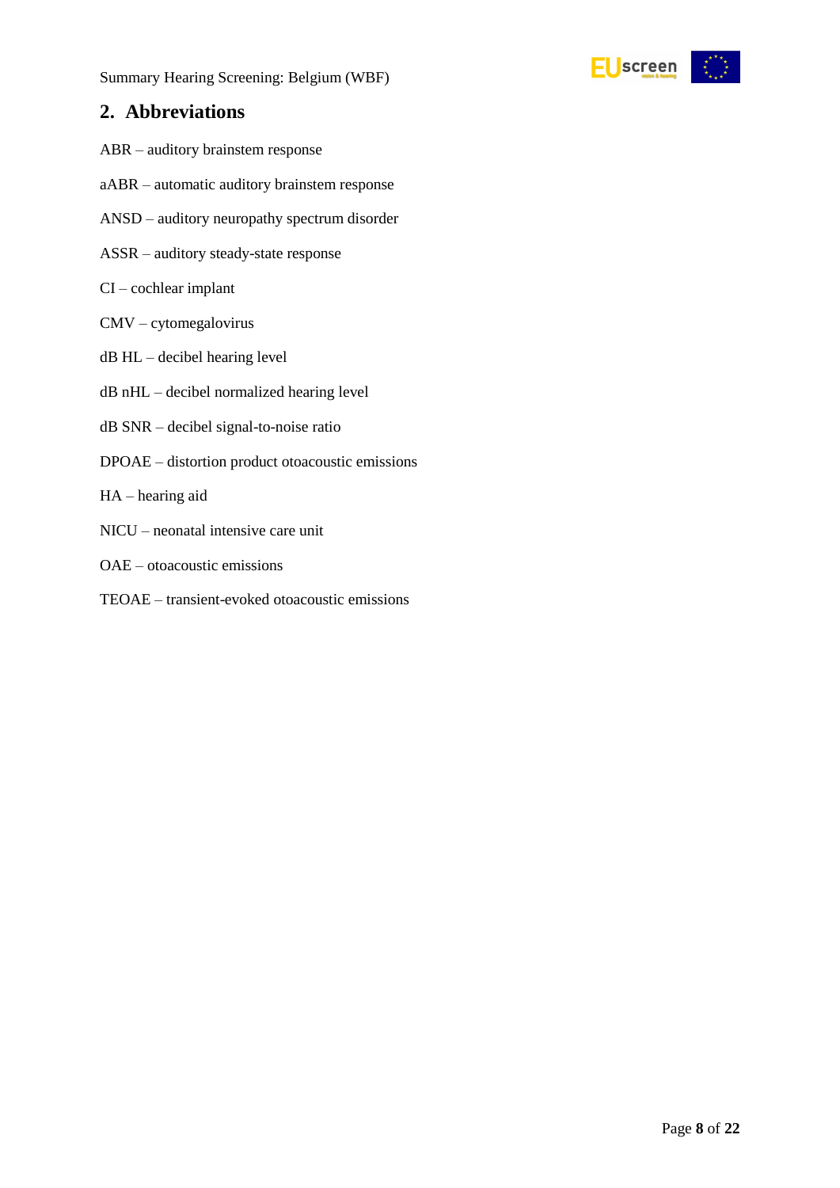## 2. Abbreviations

ABR – auditory brainstem response

aABR – automatic auditory brainstem response

ANSD – auditory neuropathy spectrum disorder

ASSR – auditory steady-state response

CI – cochlear implant

CMV – cytomegalovirus

dB HL – decibel hearing level

dB nHL – decibel normalized hearing level

dB SNR – decibel signal-to-noise ratio

DPOAE – distortion product otoacoustic emissions

HA – hearing aid

NICU – neonatal intensive care unit

OAE – otoacoustic emissions

TEOAE – transient-evoked otoacoustic emissions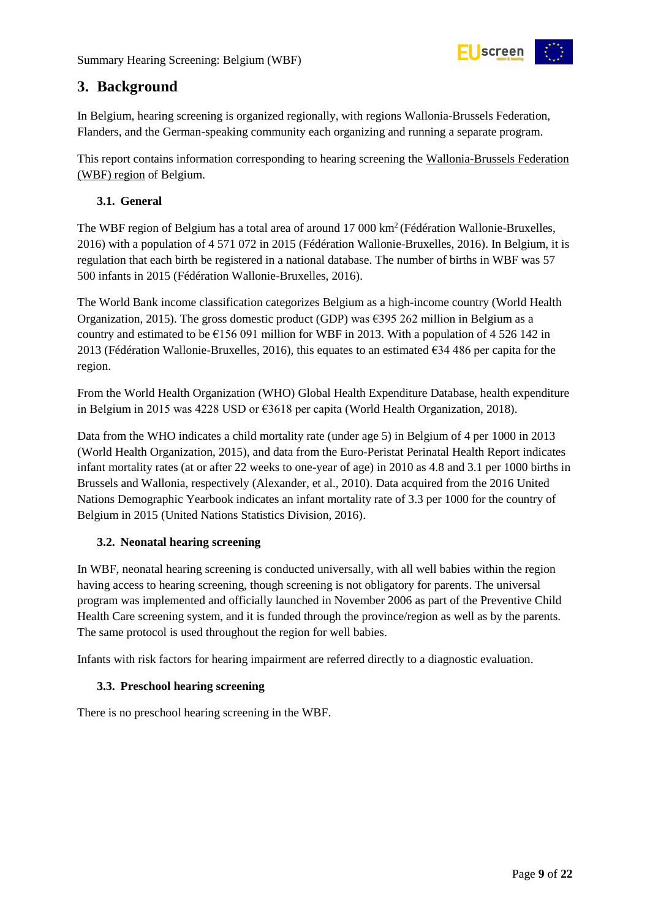# 3. Background

In Belgium, hearing screening is organized regionally, with regions Wallonia-Brussels Federation, Flanders, and the German-speaking community each organizing and running a separate program.

This report contains information corresponding to hearing screening the Wallonia-Brussels Federation (WBF) region of Belgium.

## 3.1. General

The WBF region of Belgium has a total area of around 17 000 km$^2$ (Fédération Wallonie-Bruxelles, 2016) with a population of 4 571 072 in 2015 (Fédération Wallonie-Bruxelles, 2016). In Belgium, it is regulation that each birth be registered in a national database. The number of births in WBF was 57 500 infants in 2015 (Fédération Wallonie-Bruxelles, 2016).

The World Bank income classification categorizes Belgium as a high-income country (World Health Organization, 2015). The gross domestic product (GDP) was €395 262 million in Belgium as a country and estimated to be €156 091 million for WBF in 2013. With a population of 4 526 142 in 2013 (Fédération Wallonie-Bruxelles, 2016), this equates to an estimated €34 486 per capita for the region.

From the World Health Organization (WHO) Global Health Expenditure Database, health expenditure in Belgium in 2015 was 4228 USD or €3618 per capita (World Health Organization, 2018).

Data from the WHO indicates a child mortality rate (under age 5) in Belgium of 4 per 1000 in 2013 (World Health Organization, 2015), and data from the Euro-Peristat Perinatal Health Report indicates infant mortality rates (at or after 22 weeks to one-year of age) in 2010 as 4.8 and 3.1 per 1000 births in Brussels and Wallonia, respectively (Alexander, et al., 2010). Data acquired from the 2016 United Nations Demographic Yearbook indicates an infant mortality rate of 3.3 per 1000 for the country of Belgium in 2015 (United Nations Statistics Division, 2016).

## 3.2. Neonatal hearing screening

In WBF, neonatal hearing screening is conducted universally, with all well babies within the region having access to hearing screening, though screening is not obligatory for parents. The universal program was implemented and officially launched in November 2006 as part of the Preventive Child Health Care screening system, and it is funded through the province/region as well as by the parents. The same protocol is used throughout the region for well babies.

Infants with risk factors for hearing impairment are referred directly to a diagnostic evaluation.

## 3.3. Preschool hearing screening

There is no preschool hearing screening in the WBF.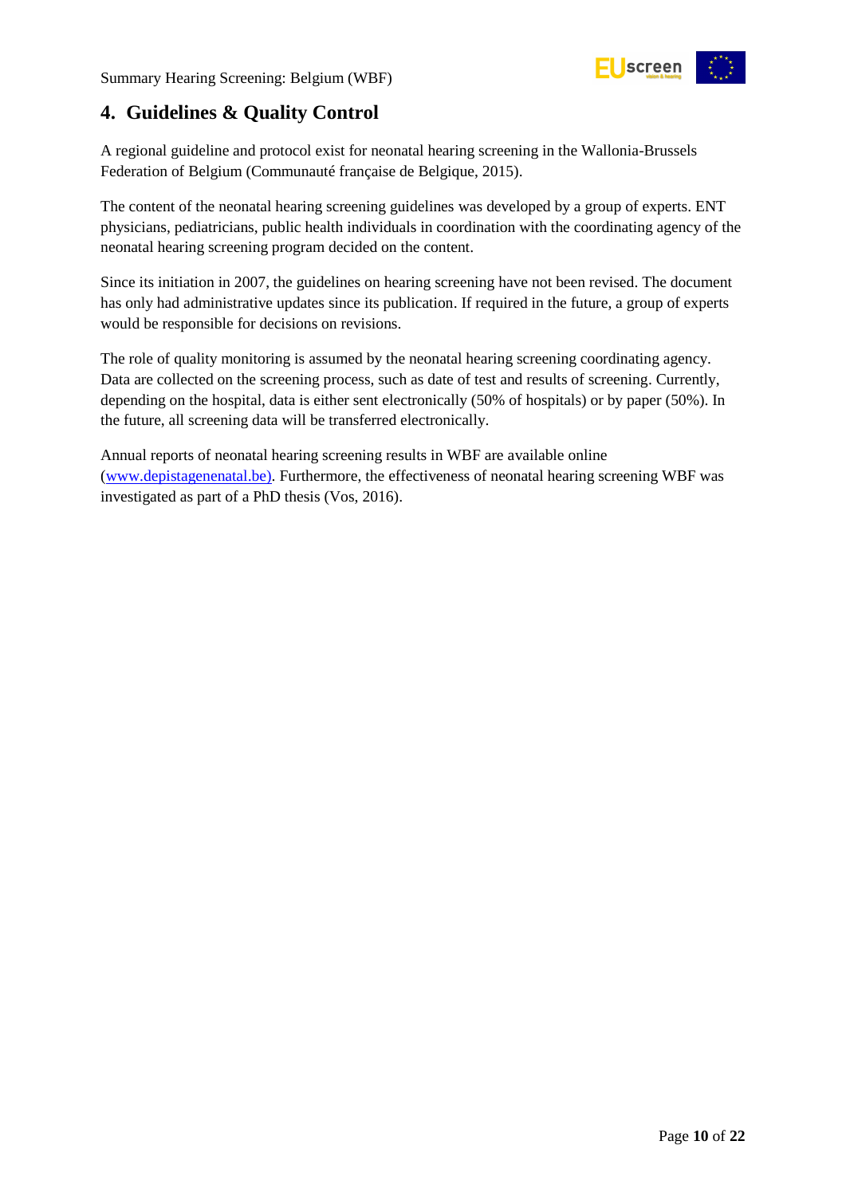## 4. Guidelines & Quality Control

A regional guideline and protocol exist for neonatal hearing screening in the Wallonia-Brussels Federation of Belgium (Communauté française de Belgique, 2015).

The content of the neonatal hearing screening guidelines was developed by a group of experts. ENT physicians, pediatricians, public health individuals in coordination with the coordinating agency of the neonatal hearing screening program decided on the content.

Since its initiation in 2007, the guidelines on hearing screening have not been revised. The document has only had administrative updates since its publication. If required in the future, a group of experts would be responsible for decisions on revisions.

The role of quality monitoring is assumed by the neonatal hearing screening coordinating agency. Data are collected on the screening process, such as date of test and results of screening. Currently, depending on the hospital, data is either sent electronically (50% of hospitals) or by paper (50%). In the future, all screening data will be transferred electronically.

Annual reports of neonatal hearing screening results in WBF are available online (www.depistagenenatal.be). Furthermore, the effectiveness of neonatal hearing screening WBF was investigated as part of a PhD thesis (Vos, 2016).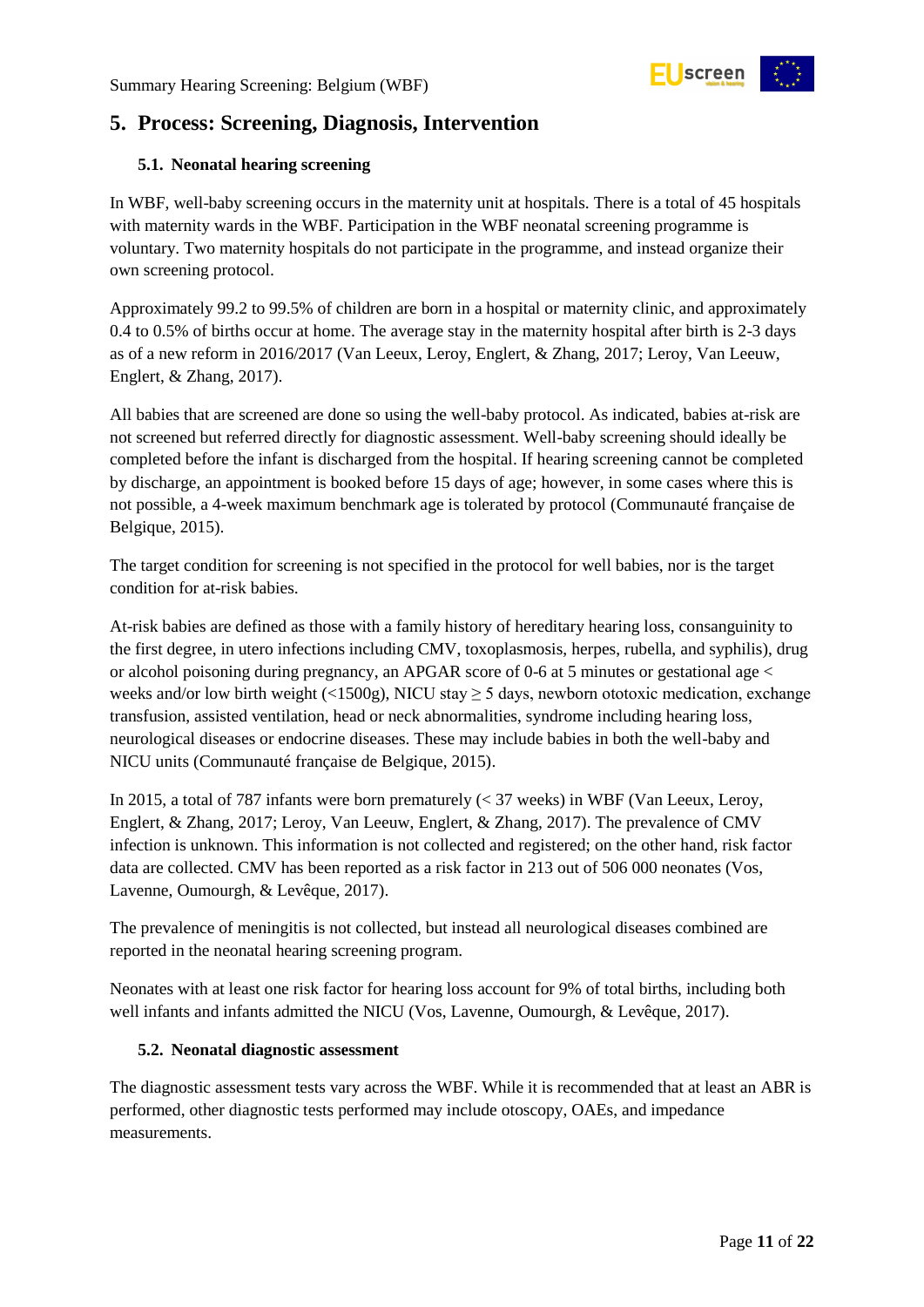## 5. Process: Screening, Diagnosis, Intervention

### 5.1. Neonatal hearing screening

In WBF, well-baby screening occurs in the maternity unit at hospitals. There is a total of 45 hospitals with maternity wards in the WBF. Participation in the WBF neonatal screening programme is voluntary. Two maternity hospitals do not participate in the programme, and instead organize their own screening protocol.

Approximately 99.2 to 99.5% of children are born in a hospital or maternity clinic, and approximately 0.4 to 0.5% of births occur at home. The average stay in the maternity hospital after birth is 2-3 days as of a new reform in 2016/2017 (Van Leeux, Leroy, Englert, & Zhang, 2017; Leroy, Van Leeuw, Englert, & Zhang, 2017).

All babies that are screened are done so using the well-baby protocol. As indicated, babies at-risk are not screened but referred directly for diagnostic assessment. Well-baby screening should ideally be completed before the infant is discharged from the hospital. If hearing screening cannot be completed by discharge, an appointment is booked before 15 days of age; however, in some cases where this is not possible, a 4-week maximum benchmark age is tolerated by protocol (Communauté française de Belgique, 2015).

The target condition for screening is not specified in the protocol for well babies, nor is the target condition for at-risk babies.

At-risk babies are defined as those with a family history of hereditary hearing loss, consanguinity to the first degree, in utero infections including CMV, toxoplasmosis, herpes, rubella, and syphilis), drug or alcohol poisoning during pregnancy, an APGAR score of 0-6 at 5 minutes or gestational age < weeks and/or low birth weight (<1500g), NICU stay ≥ 5 days, newborn ototoxic medication, exchange transfusion, assisted ventilation, head or neck abnormalities, syndrome including hearing loss, neurological diseases or endocrine diseases. These may include babies in both the well-baby and NICU units (Communauté française de Belgique, 2015).

In 2015, a total of 787 infants were born prematurely (< 37 weeks) in WBF (Van Leeux, Leroy, Englert, & Zhang, 2017; Leroy, Van Leeuw, Englert, & Zhang, 2017). The prevalence of CMV infection is unknown. This information is not collected and registered; on the other hand, risk factor data are collected. CMV has been reported as a risk factor in 213 out of 506 000 neonates (Vos, Lavenne, Oumourgh, & Levêque, 2017).

The prevalence of meningitis is not collected, but instead all neurological diseases combined are reported in the neonatal hearing screening program.

Neonates with at least one risk factor for hearing loss account for 9% of total births, including both well infants and infants admitted the NICU (Vos, Lavenne, Oumourgh, & Levêque, 2017).

### 5.2. Neonatal diagnostic assessment

The diagnostic assessment tests vary across the WBF. While it is recommended that at least an ABR is performed, other diagnostic tests performed may include otoscopy, OAEs, and impedance measurements.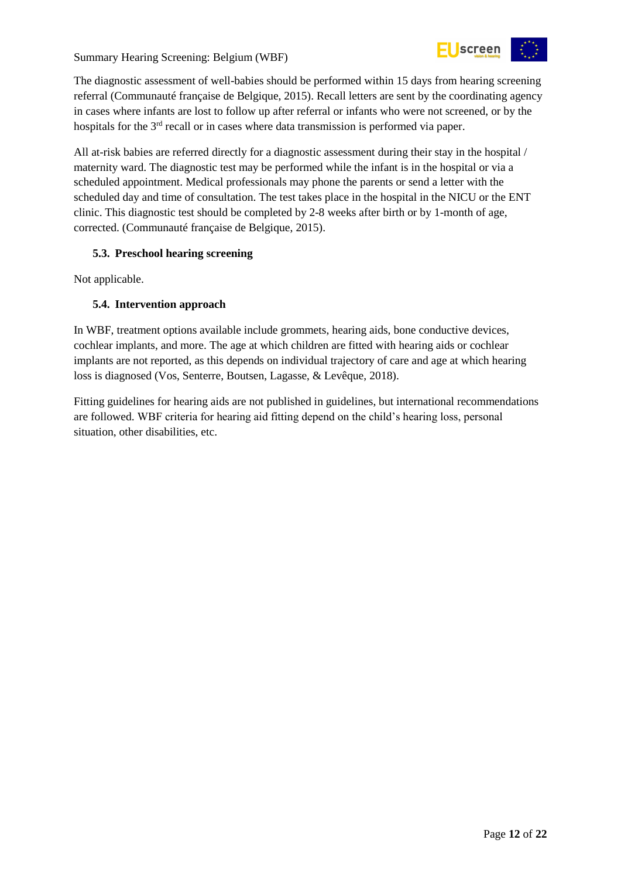The diagnostic assessment of well-babies should be performed within 15 days from hearing screening referral (Communauté française de Belgique, 2015). Recall letters are sent by the coordinating agency in cases where infants are lost to follow up after referral or infants who were not screened, or by the hospitals for the 3rd recall or in cases where data transmission is performed via paper.

All at-risk babies are referred directly for a diagnostic assessment during their stay in the hospital / maternity ward. The diagnostic test may be performed while the infant is in the hospital or via a scheduled appointment. Medical professionals may phone the parents or send a letter with the scheduled day and time of consultation. The test takes place in the hospital in the NICU or the ENT clinic. This diagnostic test should be completed by 2-8 weeks after birth or by 1-month of age, corrected. (Communauté française de Belgique, 2015).

### 5.3. Preschool hearing screening

Not applicable.

### 5.4. Intervention approach

In WBF, treatment options available include grommets, hearing aids, bone conductive devices, cochlear implants, and more. The age at which children are fitted with hearing aids or cochlear implants are not reported, as this depends on individual trajectory of care and age at which hearing loss is diagnosed (Vos, Senterre, Boutsen, Lagasse, & Levêque, 2018).

Fitting guidelines for hearing aids are not published in guidelines, but international recommendations are followed. WBF criteria for hearing aid fitting depend on the child's hearing loss, personal situation, other disabilities, etc.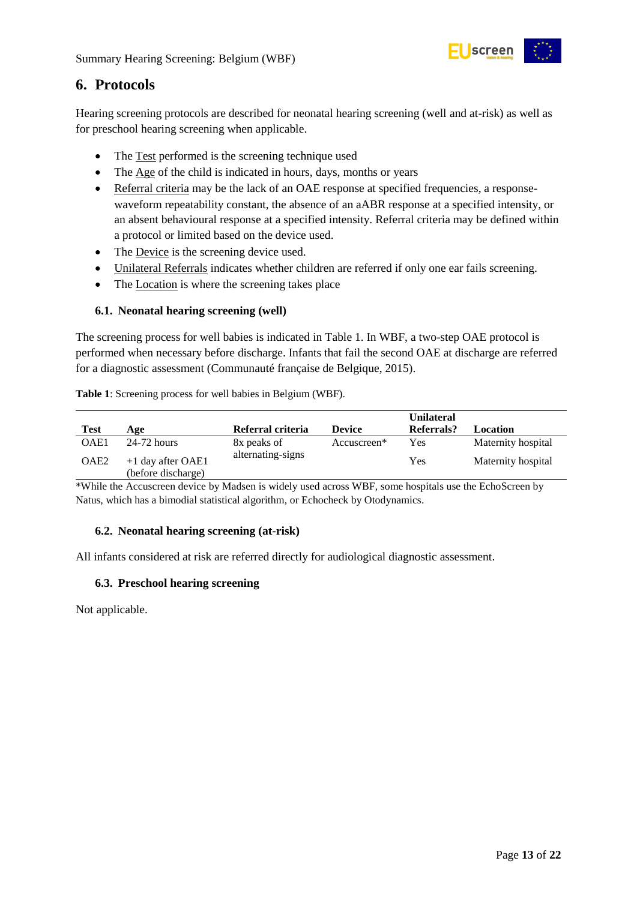# 6. Protocols

Hearing screening protocols are described for neonatal hearing screening (well and at-risk) as well as for preschool hearing screening when applicable.

- The Test performed is the screening technique used
- The Age of the child is indicated in hours, days, months or years
- Referral criteria may be the lack of an OAE response at specified frequencies, a response-waveform repeatability constant, the absence of an aABR response at a specified intensity, or an absent behavioural response at a specified intensity. Referral criteria may be defined within a protocol or limited based on the device used.
- The Device is the screening device used.
- Unilateral Referrals indicates whether children are referred if only one ear fails screening.
- The Location is where the screening takes place

## 6.1. Neonatal hearing screening (well)

The screening process for well babies is indicated in Table 1. In WBF, a two-step OAE protocol is performed when necessary before discharge. Infants that fail the second OAE at discharge are referred for a diagnostic assessment (Communauté française de Belgique, 2015).

**Table 1**: Screening process for well babies in Belgium (WBF).

| Test | Age | Referral criteria | Device | Unilateral Referrals? | Location |
|---|---|---|---|---|---|
| OAE1 | 24-72 hours | 8x peaks of alternating-signs | Accuscreen* | Yes | Maternity hospital |
| OAE2 | +1 day after OAE1 (before discharge) | | | Yes | Maternity hospital |

*While the Accuscreen device by Madsen is widely used across WBF, some hospitals use the EchoScreen by Natus, which has a bimodial statistical algorithm, or Echocheck by Otodynamics.

## 6.2. Neonatal hearing screening (at-risk)

All infants considered at risk are referred directly for audiological diagnostic assessment.

## 6.3. Preschool hearing screening

Not applicable.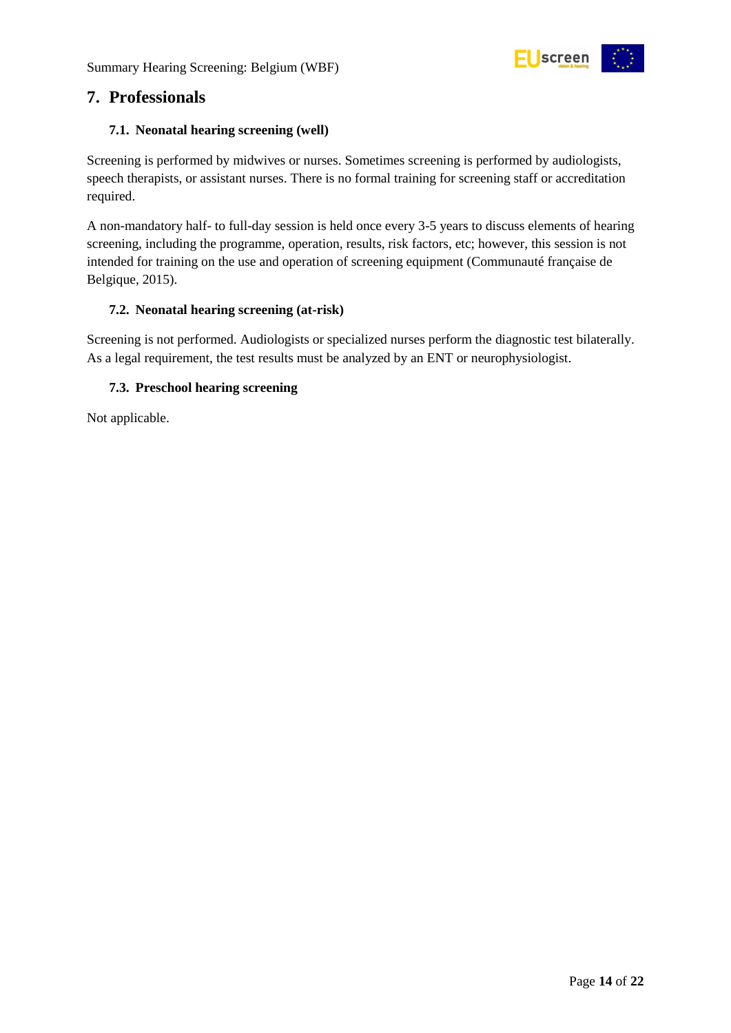## 7. Professionals

### 7.1. Neonatal hearing screening (well)

Screening is performed by midwives or nurses. Sometimes screening is performed by audiologists, speech therapists, or assistant nurses. There is no formal training for screening staff or accreditation required.

A non-mandatory half- to full-day session is held once every 3-5 years to discuss elements of hearing screening, including the programme, operation, results, risk factors, etc; however, this session is not intended for training on the use and operation of screening equipment (Communauté française de Belgique, 2015).

### 7.2. Neonatal hearing screening (at-risk)

Screening is not performed. Audiologists or specialized nurses perform the diagnostic test bilaterally. As a legal requirement, the test results must be analyzed by an ENT or neurophysiologist.

### 7.3. Preschool hearing screening

Not applicable.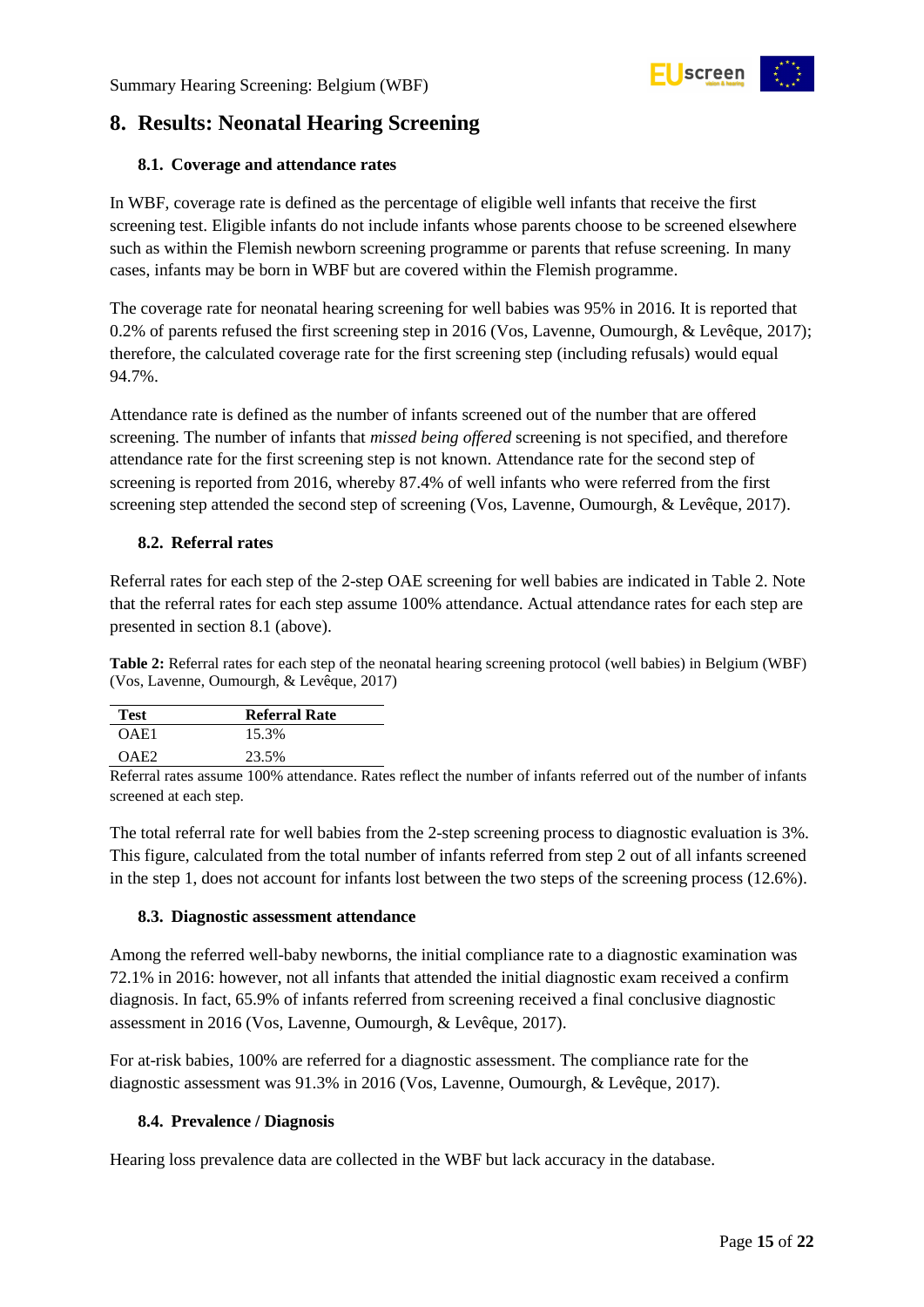## 8. Results: Neonatal Hearing Screening

### 8.1. Coverage and attendance rates

In WBF, coverage rate is defined as the percentage of eligible well infants that receive the first screening test. Eligible infants do not include infants whose parents choose to be screened elsewhere such as within the Flemish newborn screening programme or parents that refuse screening. In many cases, infants may be born in WBF but are covered within the Flemish programme.

The coverage rate for neonatal hearing screening for well babies was 95% in 2016. It is reported that 0.2% of parents refused the first screening step in 2016 (Vos, Lavenne, Oumourgh, & Levêque, 2017); therefore, the calculated coverage rate for the first screening step (including refusals) would equal 94.7%.

Attendance rate is defined as the number of infants screened out of the number that are offered screening. The number of infants that *missed being offered* screening is not specified, and therefore attendance rate for the first screening step is not known. Attendance rate for the second step of screening is reported from 2016, whereby 87.4% of well infants who were referred from the first screening step attended the second step of screening (Vos, Lavenne, Oumourgh, & Levêque, 2017).

### 8.2. Referral rates

Referral rates for each step of the 2-step OAE screening for well babies are indicated in Table 2. Note that the referral rates for each step assume 100% attendance. Actual attendance rates for each step are presented in section 8.1 (above).

**Table 2:** Referral rates for each step of the neonatal hearing screening protocol (well babies) in Belgium (WBF) (Vos, Lavenne, Oumourgh, & Levêque, 2017)

| Test | Referral Rate |
|---|---|
| OAE1 | 15.3% |
| OAE2 | 23.5% |

Referral rates assume 100% attendance. Rates reflect the number of infants referred out of the number of infants screened at each step.

The total referral rate for well babies from the 2-step screening process to diagnostic evaluation is 3%. This figure, calculated from the total number of infants referred from step 2 out of all infants screened in the step 1, does not account for infants lost between the two steps of the screening process (12.6%).

### 8.3. Diagnostic assessment attendance

Among the referred well-baby newborns, the initial compliance rate to a diagnostic examination was 72.1% in 2016: however, not all infants that attended the initial diagnostic exam received a confirm diagnosis. In fact, 65.9% of infants referred from screening received a final conclusive diagnostic assessment in 2016 (Vos, Lavenne, Oumourgh, & Levêque, 2017).

For at-risk babies, 100% are referred for a diagnostic assessment. The compliance rate for the diagnostic assessment was 91.3% in 2016 (Vos, Lavenne, Oumourgh, & Levêque, 2017).

### 8.4. Prevalence / Diagnosis

Hearing loss prevalence data are collected in the WBF but lack accuracy in the database.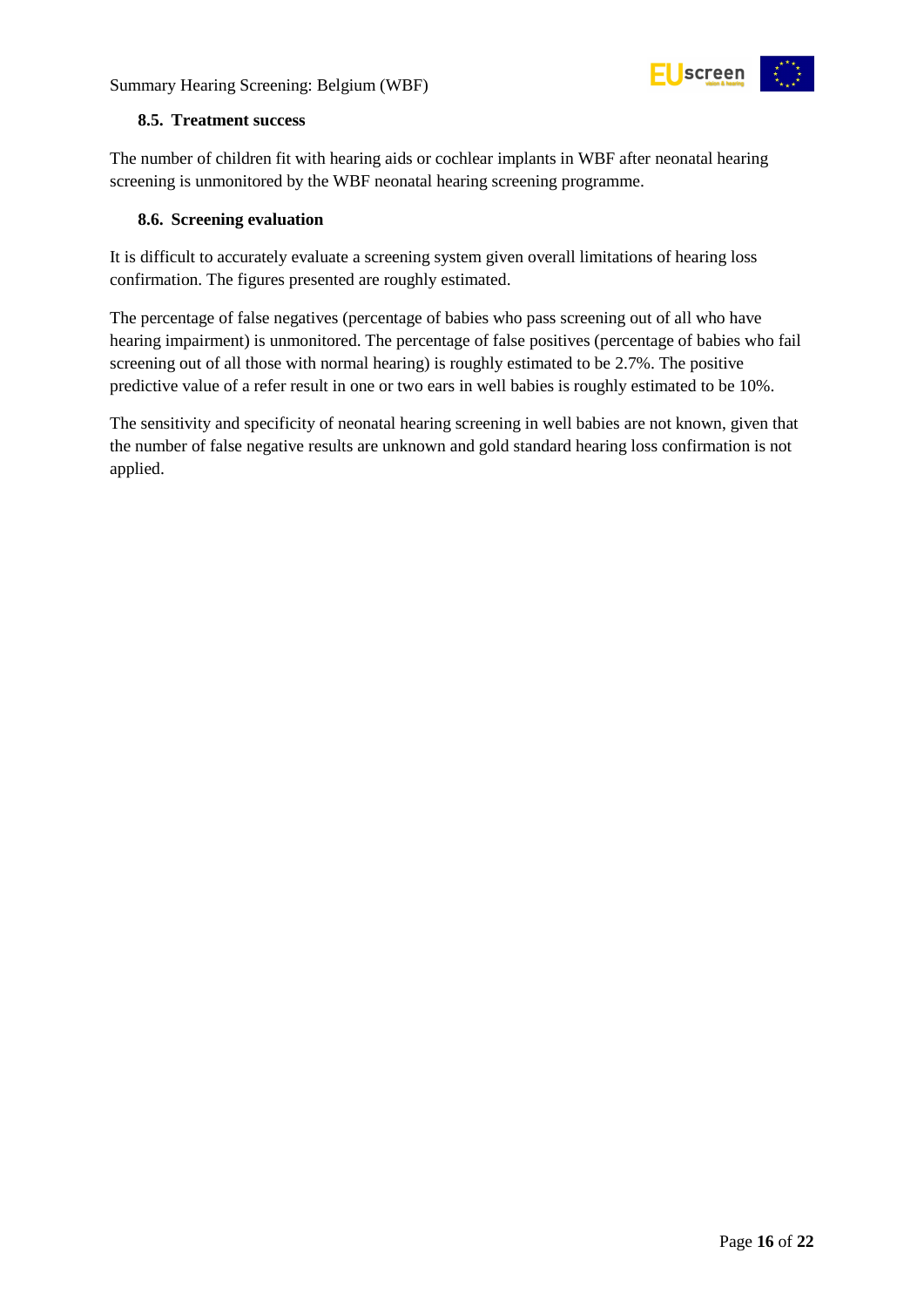### 8.5. Treatment success

The number of children fit with hearing aids or cochlear implants in WBF after neonatal hearing screening is unmonitored by the WBF neonatal hearing screening programme.

### 8.6. Screening evaluation

It is difficult to accurately evaluate a screening system given overall limitations of hearing loss confirmation. The figures presented are roughly estimated.

The percentage of false negatives (percentage of babies who pass screening out of all who have hearing impairment) is unmonitored. The percentage of false positives (percentage of babies who fail screening out of all those with normal hearing) is roughly estimated to be 2.7%. The positive predictive value of a refer result in one or two ears in well babies is roughly estimated to be 10%.

The sensitivity and specificity of neonatal hearing screening in well babies are not known, given that the number of false negative results are unknown and gold standard hearing loss confirmation is not applied.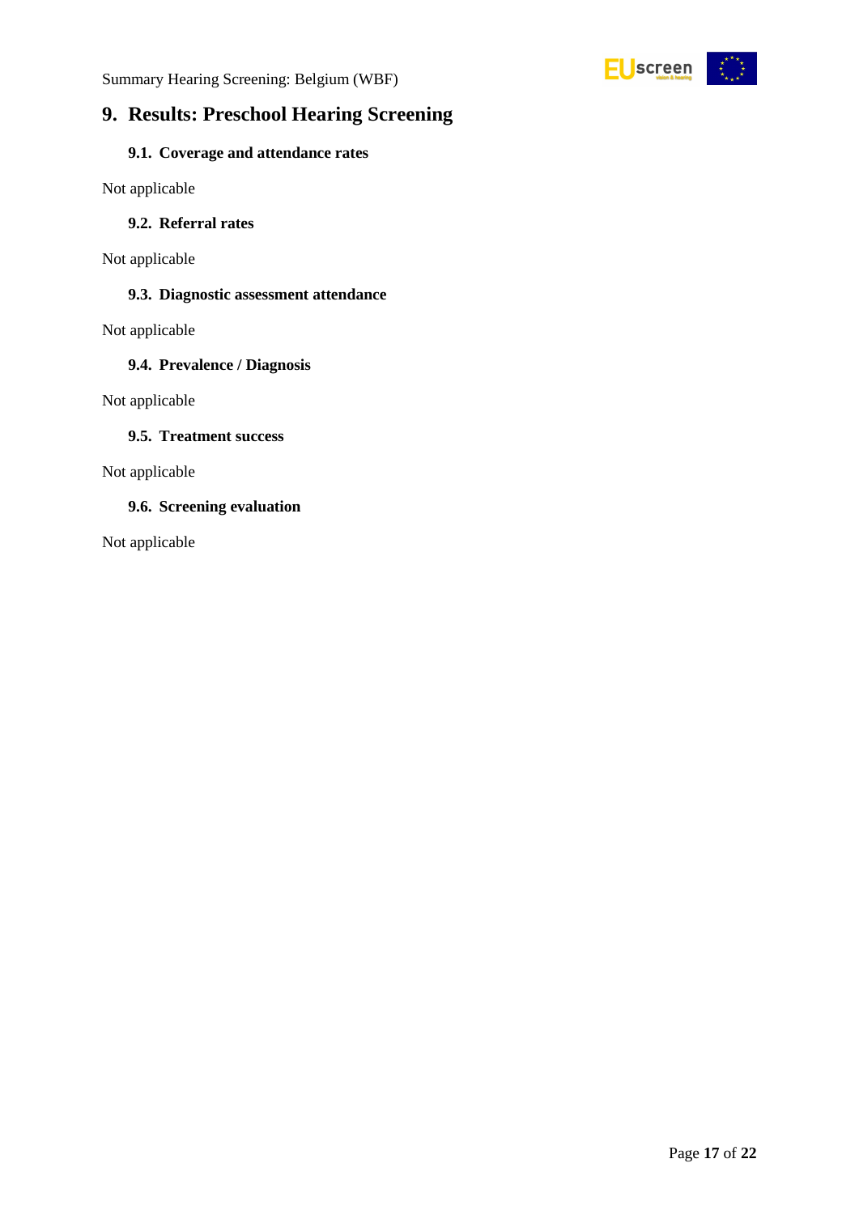# 9. Results: Preschool Hearing Screening

## 9.1. Coverage and attendance rates

Not applicable

## 9.2. Referral rates

Not applicable

## 9.3. Diagnostic assessment attendance

Not applicable

## 9.4. Prevalence / Diagnosis

Not applicable

## 9.5. Treatment success

Not applicable

## 9.6. Screening evaluation

Not applicable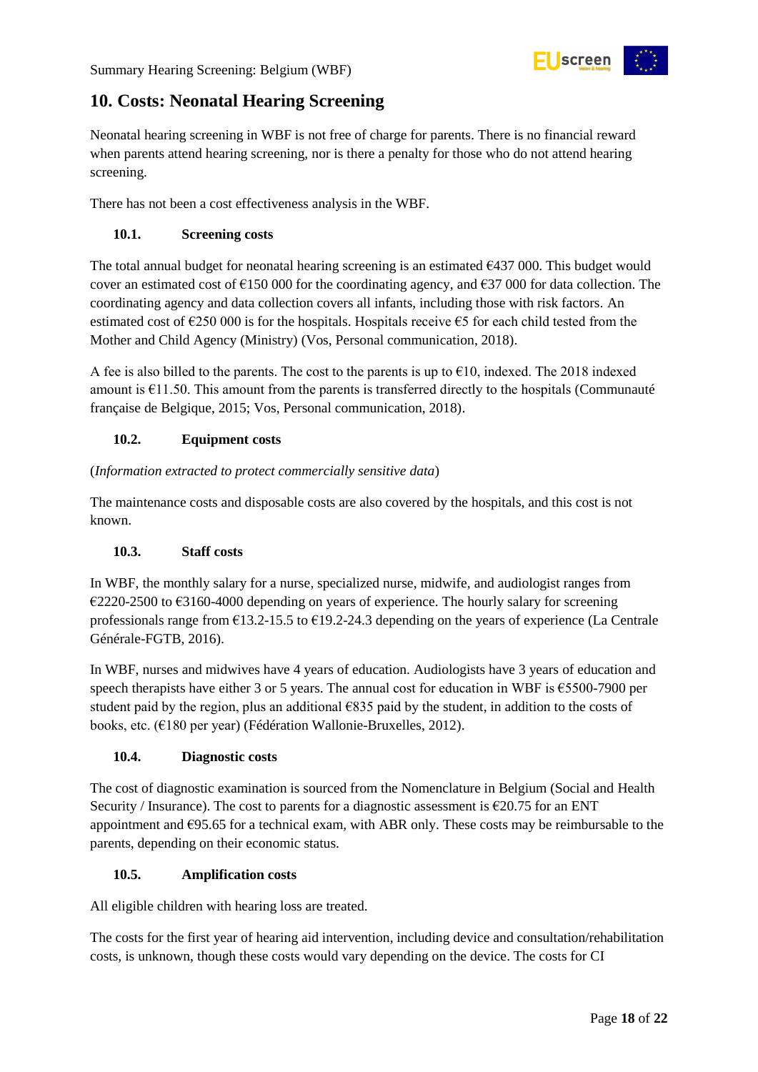## 10. Costs: Neonatal Hearing Screening

Neonatal hearing screening in WBF is not free of charge for parents. There is no financial reward when parents attend hearing screening, nor is there a penalty for those who do not attend hearing screening.

There has not been a cost effectiveness analysis in the WBF.

### 10.1. Screening costs

The total annual budget for neonatal hearing screening is an estimated €437 000. This budget would cover an estimated cost of €150 000 for the coordinating agency, and €37 000 for data collection. The coordinating agency and data collection covers all infants, including those with risk factors. An estimated cost of €250 000 is for the hospitals. Hospitals receive €5 for each child tested from the Mother and Child Agency (Ministry) (Vos, Personal communication, 2018).

A fee is also billed to the parents. The cost to the parents is up to €10, indexed. The 2018 indexed amount is €11.50. This amount from the parents is transferred directly to the hospitals (Communauté française de Belgique, 2015; Vos, Personal communication, 2018).

### 10.2. Equipment costs

(*Information extracted to protect commercially sensitive data*)

The maintenance costs and disposable costs are also covered by the hospitals, and this cost is not known.

### 10.3. Staff costs

In WBF, the monthly salary for a nurse, specialized nurse, midwife, and audiologist ranges from €2220-2500 to €3160-4000 depending on years of experience. The hourly salary for screening professionals range from €13.2-15.5 to €19.2-24.3 depending on the years of experience (La Centrale Générale-FGTB, 2016).

In WBF, nurses and midwives have 4 years of education. Audiologists have 3 years of education and speech therapists have either 3 or 5 years. The annual cost for education in WBF is €5500-7900 per student paid by the region, plus an additional €835 paid by the student, in addition to the costs of books, etc. (€180 per year) (Fédération Wallonie-Bruxelles, 2012).

### 10.4. Diagnostic costs

The cost of diagnostic examination is sourced from the Nomenclature in Belgium (Social and Health Security / Insurance). The cost to parents for a diagnostic assessment is €20.75 for an ENT appointment and €95.65 for a technical exam, with ABR only. These costs may be reimbursable to the parents, depending on their economic status.

### 10.5. Amplification costs

All eligible children with hearing loss are treated.

The costs for the first year of hearing aid intervention, including device and consultation/rehabilitation costs, is unknown, though these costs would vary depending on the device. The costs for CI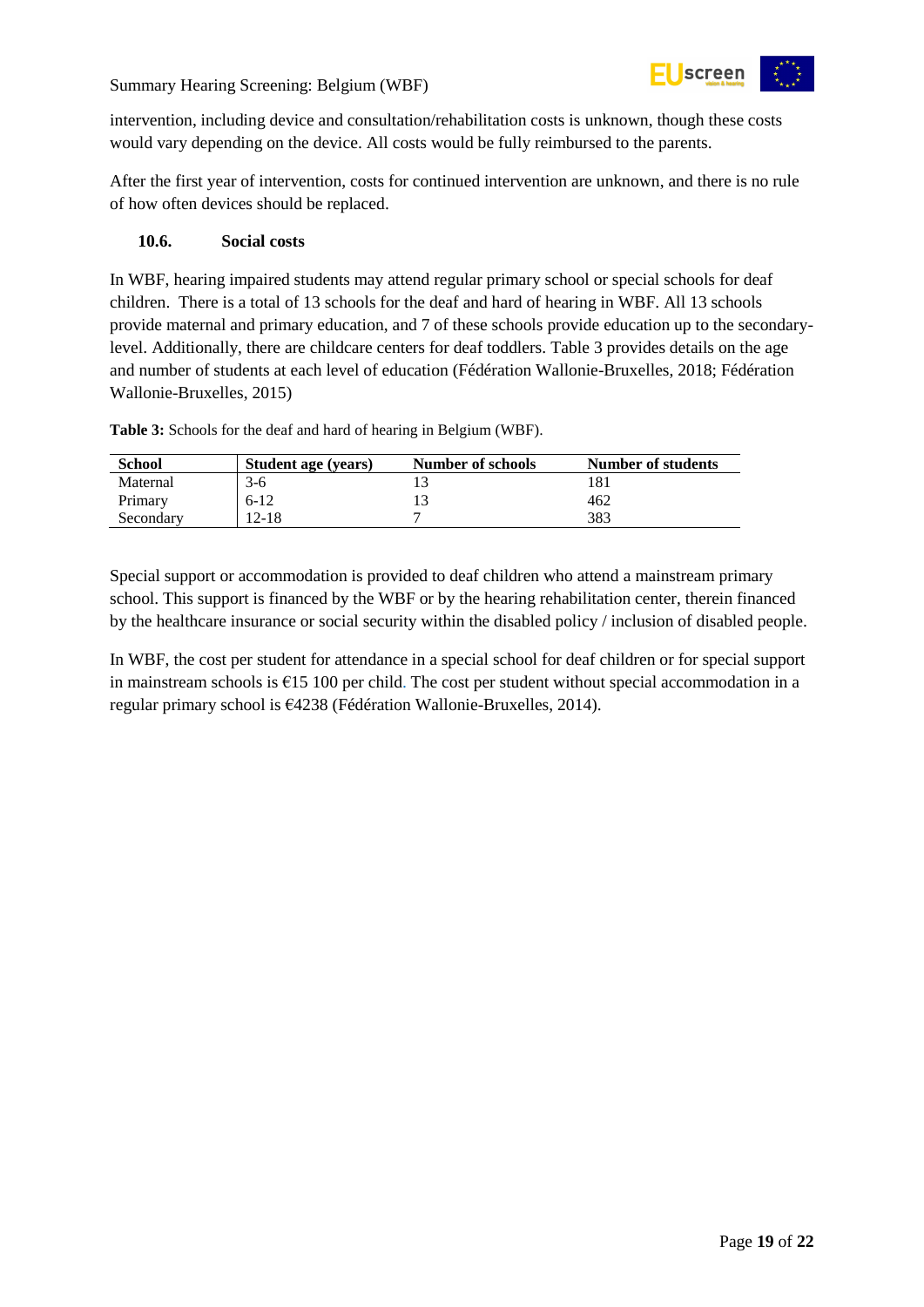intervention, including device and consultation/rehabilitation costs is unknown, though these costs would vary depending on the device. All costs would be fully reimbursed to the parents.

After the first year of intervention, costs for continued intervention are unknown, and there is no rule of how often devices should be replaced.

### 10.6. Social costs

In WBF, hearing impaired students may attend regular primary school or special schools for deaf children. There is a total of 13 schools for the deaf and hard of hearing in WBF. All 13 schools provide maternal and primary education, and 7 of these schools provide education up to the secondary-level. Additionally, there are childcare centers for deaf toddlers. Table 3 provides details on the age and number of students at each level of education (Fédération Wallonie-Bruxelles, 2018; Fédération Wallonie-Bruxelles, 2015)

**Table 3:** Schools for the deaf and hard of hearing in Belgium (WBF).

| School | Student age (years) | Number of schools | Number of students |
|---|---|---|---|
| Maternal | 3-6 | 13 | 181 |
| Primary | 6-12 | 13 | 462 |
| Secondary | 12-18 | 7 | 383 |

Special support or accommodation is provided to deaf children who attend a mainstream primary school. This support is financed by the WBF or by the hearing rehabilitation center, therein financed by the healthcare insurance or social security within the disabled policy / inclusion of disabled people.

In WBF, the cost per student for attendance in a special school for deaf children or for special support in mainstream schools is €15 100 per child. The cost per student without special accommodation in a regular primary school is €4238 (Fédération Wallonie-Bruxelles, 2014).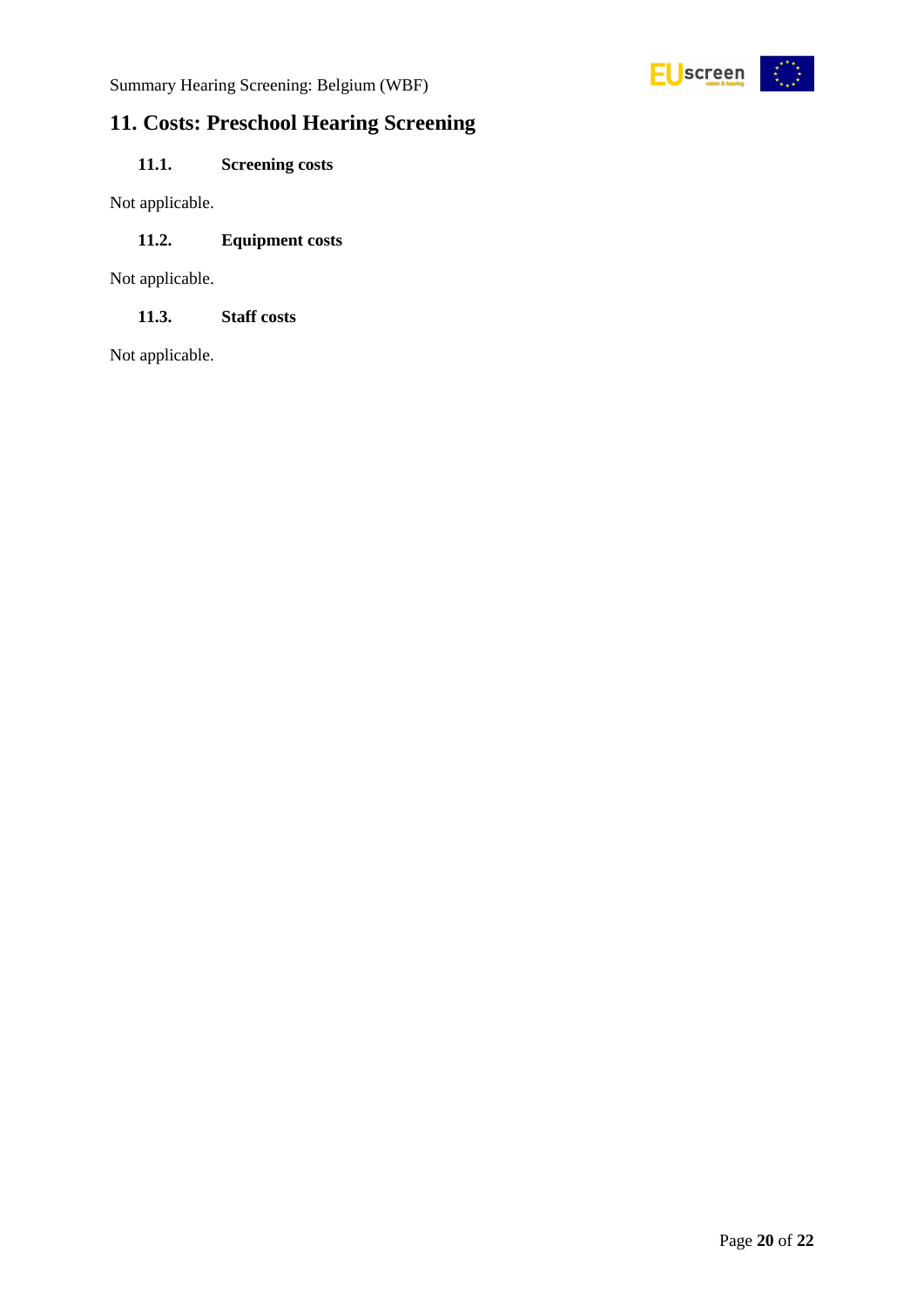# 11. Costs: Preschool Hearing Screening

## 11.1. Screening costs

Not applicable.

## 11.2. Equipment costs

Not applicable.

## 11.3. Staff costs

Not applicable.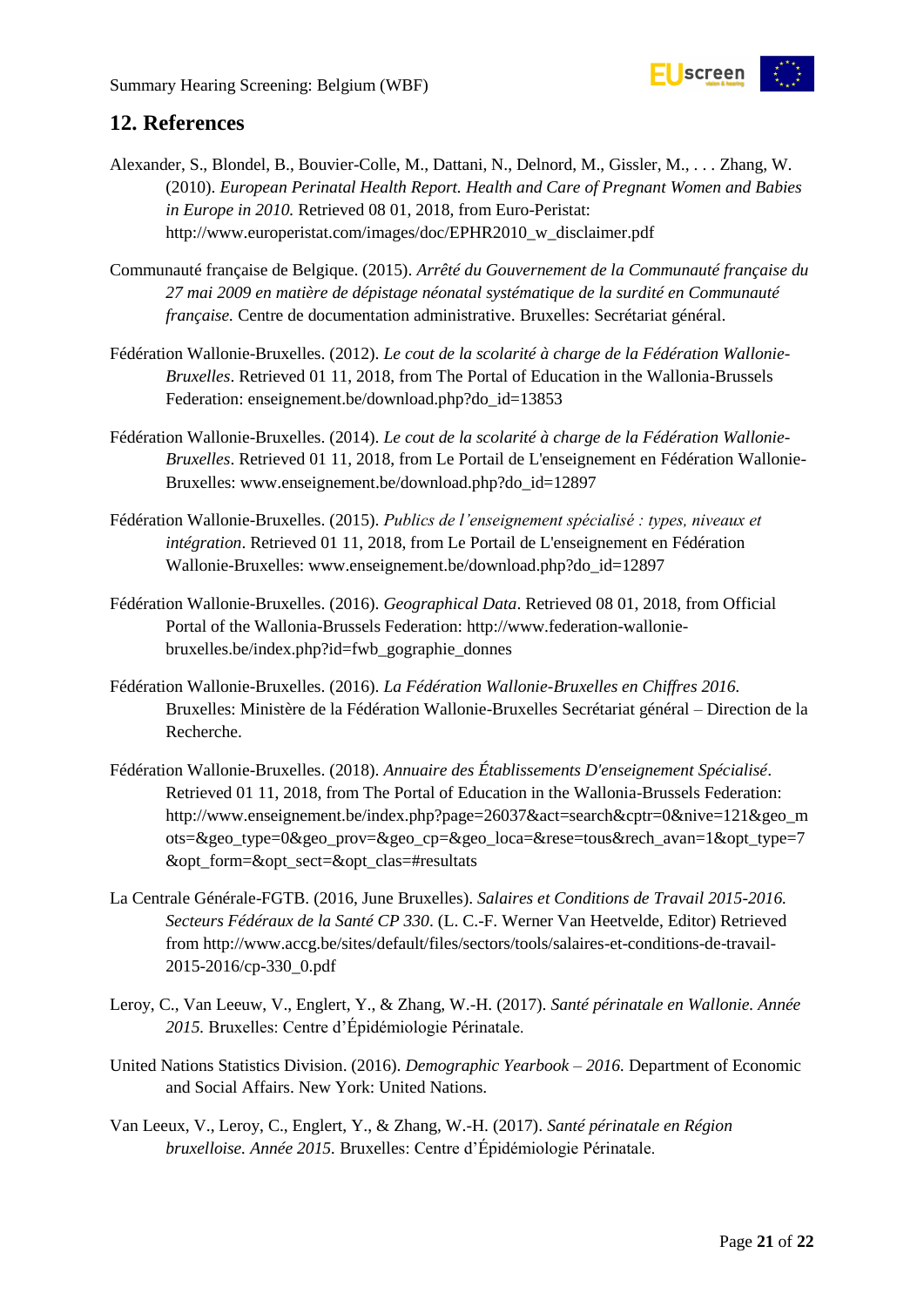## 12. References

Alexander, S., Blondel, B., Bouvier-Colle, M., Dattani, N., Delnord, M., Gissler, M., . . . Zhang, W. (2010). *European Perinatal Health Report. Health and Care of Pregnant Women and Babies in Europe in 2010.* Retrieved 08 01, 2018, from Euro-Peristat: http://www.europeristat.com/images/doc/EPHR2010_w_disclaimer.pdf

Communauté française de Belgique. (2015). *Arrêté du Gouvernement de la Communauté française du 27 mai 2009 en matière de dépistage néonatal systématique de la surdité en Communauté française.* Centre de documentation administrative. Bruxelles: Secrétariat général.

Fédération Wallonie-Bruxelles. (2012). *Le cout de la scolarité à charge de la Fédération Wallonie-Bruxelles*. Retrieved 01 11, 2018, from The Portal of Education in the Wallonia-Brussels Federation: enseignement.be/download.php?do_id=13853

Fédération Wallonie-Bruxelles. (2014). *Le cout de la scolarité à charge de la Fédération Wallonie-Bruxelles*. Retrieved 01 11, 2018, from Le Portail de L'enseignement en Fédération Wallonie-Bruxelles: www.enseignement.be/download.php?do_id=12897

Fédération Wallonie-Bruxelles. (2015). *Publics de l'enseignement spécialisé : types, niveaux et intégration*. Retrieved 01 11, 2018, from Le Portail de L'enseignement en Fédération Wallonie-Bruxelles: www.enseignement.be/download.php?do_id=12897

Fédération Wallonie-Bruxelles. (2016). *Geographical Data*. Retrieved 08 01, 2018, from Official Portal of the Wallonia-Brussels Federation: http://www.federation-wallonie-bruxelles.be/index.php?id=fwb_gographie_donnes

Fédération Wallonie-Bruxelles. (2016). *La Fédération Wallonie-Bruxelles en Chiffres 2016.* Bruxelles: Ministère de la Fédération Wallonie-Bruxelles Secrétariat général – Direction de la Recherche.

Fédération Wallonie-Bruxelles. (2018). *Annuaire des Établissements D'enseignement Spécialisé*. Retrieved 01 11, 2018, from The Portal of Education in the Wallonia-Brussels Federation: http://www.enseignement.be/index.php?page=26037&act=search&cptr=0&nive=121&geo_mots=&geo_type=0&geo_prov=&geo_cp=&geo_loca=&rese=tous&rech_avan=1&opt_type=7&opt_form=&opt_sect=&opt_clas=#resultats

La Centrale Générale-FGTB. (2016, June Bruxelles). *Salaires et Conditions de Travail 2015-2016. Secteurs Fédéraux de la Santé CP 330.* (L. C.-F. Werner Van Heetvelde, Editor) Retrieved from http://www.accg.be/sites/default/files/sectors/tools/salaires-et-conditions-de-travail-2015-2016/cp-330_0.pdf

Leroy, C., Van Leeuw, V., Englert, Y., & Zhang, W.-H. (2017). *Santé périnatale en Wallonie. Année 2015.* Bruxelles: Centre d'Épidémiologie Périnatale.

United Nations Statistics Division. (2016). *Demographic Yearbook – 2016.* Department of Economic and Social Affairs. New York: United Nations.

Van Leeux, V., Leroy, C., Englert, Y., & Zhang, W.-H. (2017). *Santé périnatale en Région bruxelloise. Année 2015.* Bruxelles: Centre d'Épidémiologie Périnatale.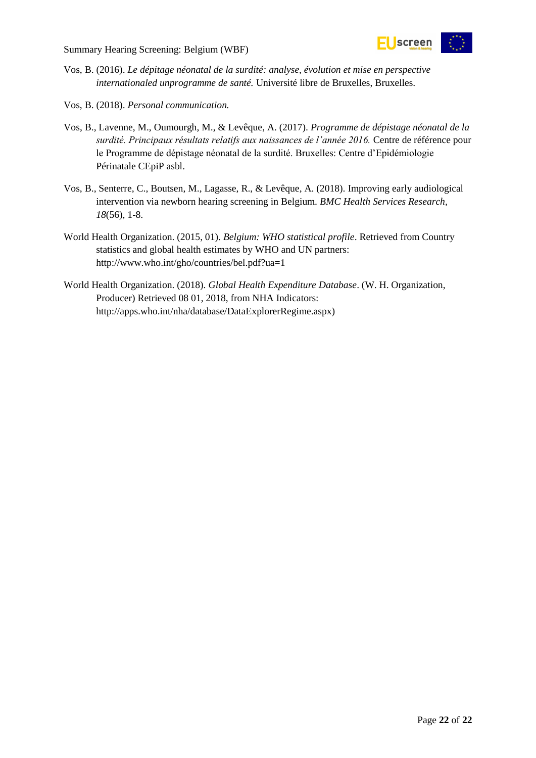Vos, B. (2016). *Le dépitage néonatal de la surdité: analyse, évolution et mise en perspective internationaled unprogramme de santé.* Université libre de Bruxelles, Bruxelles.

Vos, B. (2018). *Personal communication.*

Vos, B., Lavenne, M., Oumourgh, M., & Levêque, A. (2017). *Programme de dépistage néonatal de la surdité. Principaux résultats relatifs aux naissances de l'année 2016.* Centre de référence pour le Programme de dépistage néonatal de la surdité. Bruxelles: Centre d'Epidémiologie Périnatale CEpiP asbl.

Vos, B., Senterre, C., Boutsen, M., Lagasse, R., & Levêque, A. (2018). Improving early audiological intervention via newborn hearing screening in Belgium. *BMC Health Services Research, 18*(56), 1-8.

World Health Organization. (2015, 01). *Belgium: WHO statistical profile*. Retrieved from Country statistics and global health estimates by WHO and UN partners: http://www.who.int/gho/countries/bel.pdf?ua=1

World Health Organization. (2018). *Global Health Expenditure Database*. (W. H. Organization, Producer) Retrieved 08 01, 2018, from NHA Indicators: http://apps.who.int/nha/database/DataExplorerRegime.aspx)